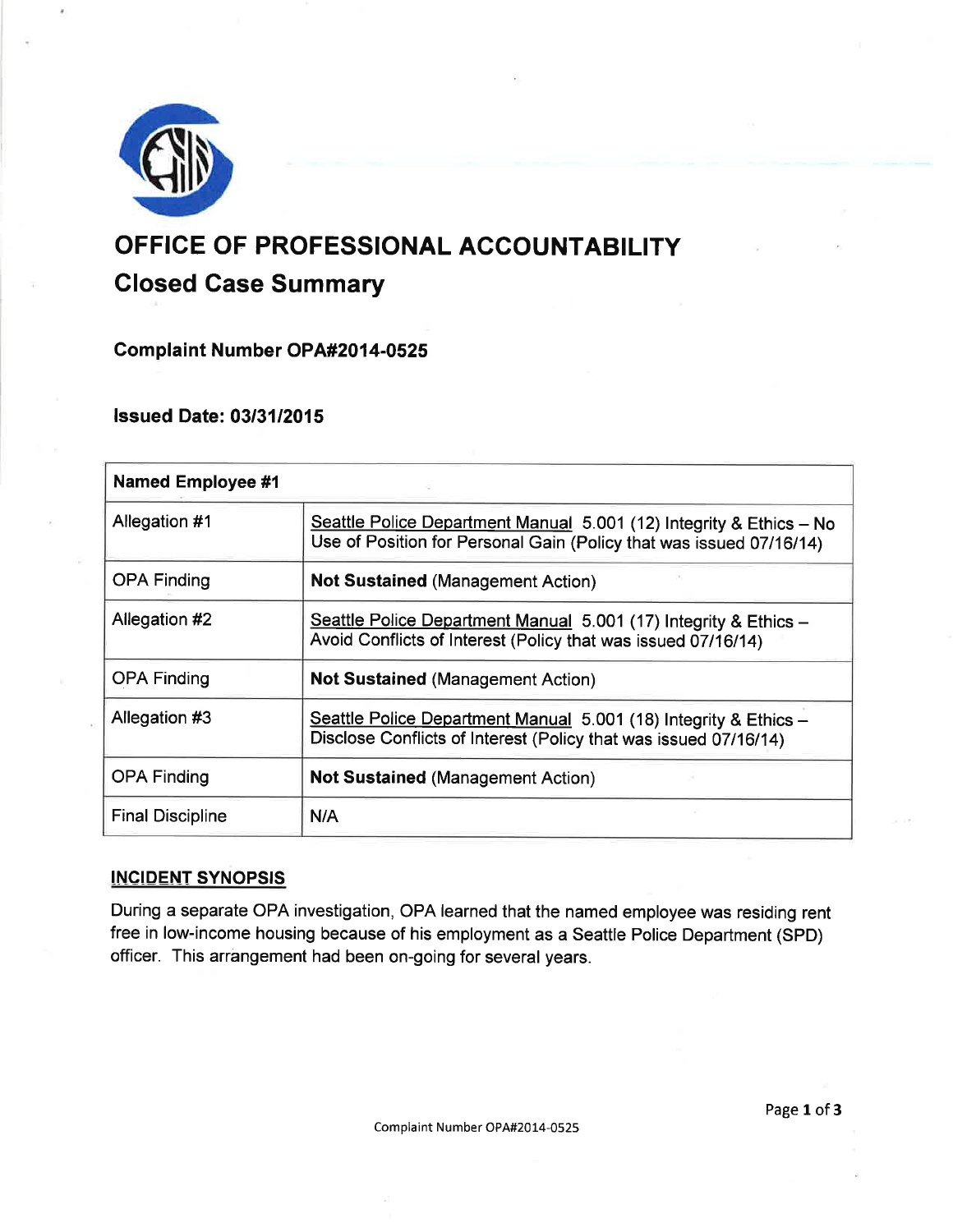# OFFICE OF PROFESSIONAL ACCOUNTABILITY

## Closed Case Summary

### Complaint Number OPA#2014-0525

### Issued Date: 03/31/2015

| Named Employee #1 | |
|---|---|
| Allegation #1 | Seattle Police Department Manual 5.001 (12) Integrity & Ethics – No Use of Position for Personal Gain (Policy that was issued 07/16/14) |
| OPA Finding | **Not Sustained** (Management Action) |
| Allegation #2 | Seattle Police Department Manual 5.001 (17) Integrity & Ethics – Avoid Conflicts of Interest (Policy that was issued 07/16/14) |
| OPA Finding | **Not Sustained** (Management Action) |
| Allegation #3 | Seattle Police Department Manual 5.001 (18) Integrity & Ethics – Disclose Conflicts of Interest (Policy that was issued 07/16/14) |
| OPA Finding | **Not Sustained** (Management Action) |
| Final Discipline | N/A |

**INCIDENT SYNOPSIS**

During a separate OPA investigation, OPA learned that the named employee was residing rent free in low-income housing because of his employment as a Seattle Police Department (SPD) officer. This arrangement had been on-going for several years.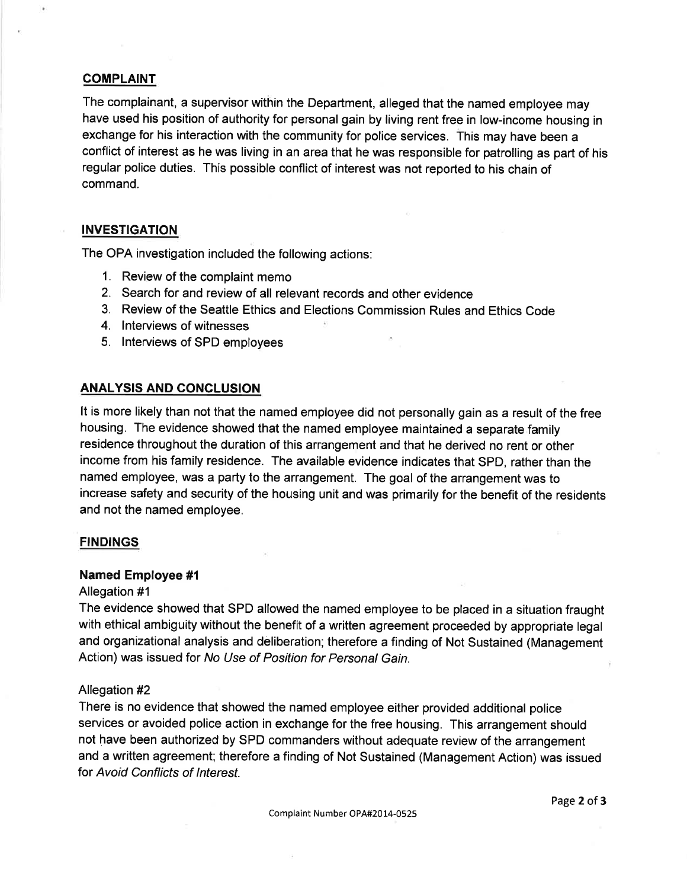## COMPLAINT

The complainant, a supervisor within the Department, alleged that the named employee may have used his position of authority for personal gain by living rent free in low-income housing in exchange for his interaction with the community for police services. This may have been a conflict of interest as he was living in an area that he was responsible for patrolling as part of his regular police duties. This possible conflict of interest was not reported to his chain of command.

## INVESTIGATION

The OPA investigation included the following actions:

1. Review of the complaint memo
2. Search for and review of all relevant records and other evidence
3. Review of the Seattle Ethics and Elections Commission Rules and Ethics Code
4. Interviews of witnesses
5. Interviews of SPD employees

## ANALYSIS AND CONCLUSION

It is more likely than not that the named employee did not personally gain as a result of the free housing. The evidence showed that the named employee maintained a separate family residence throughout the duration of this arrangement and that he derived no rent or other income from his family residence. The available evidence indicates that SPD, rather than the named employee, was a party to the arrangement. The goal of the arrangement was to increase safety and security of the housing unit and was primarily for the benefit of the residents and not the named employee.

## FINDINGS

### Named Employee #1

Allegation #1

The evidence showed that SPD allowed the named employee to be placed in a situation fraught with ethical ambiguity without the benefit of a written agreement proceeded by appropriate legal and organizational analysis and deliberation; therefore a finding of Not Sustained (Management Action) was issued for *No Use of Position for Personal Gain*.

Allegation #2

There is no evidence that showed the named employee either provided additional police services or avoided police action in exchange for the free housing. This arrangement should not have been authorized by SPD commanders without adequate review of the arrangement and a written agreement; therefore a finding of Not Sustained (Management Action) was issued for *Avoid Conflicts of Interest*.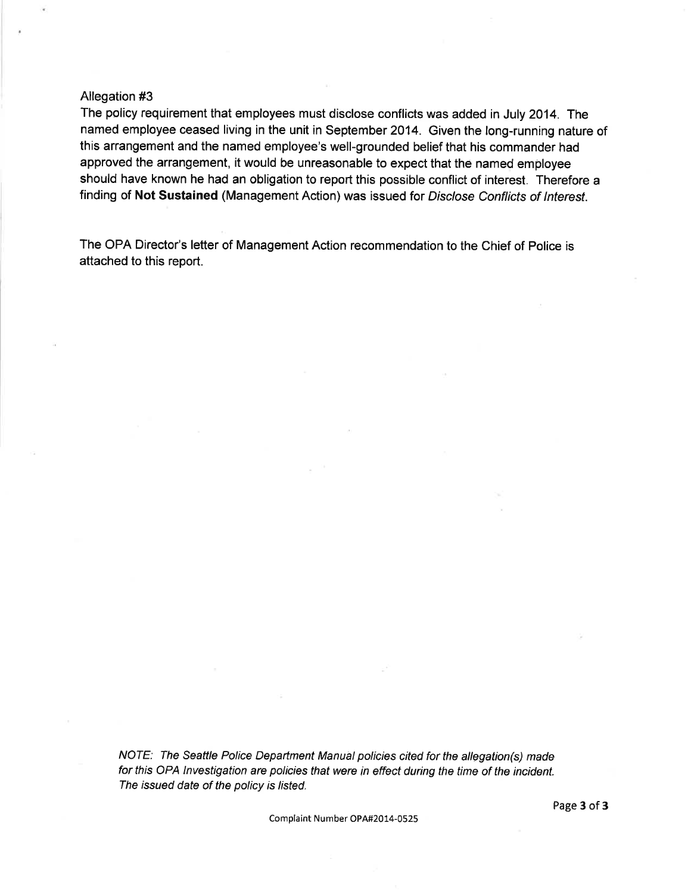Allegation #3

The policy requirement that employees must disclose conflicts was added in July 2014. The named employee ceased living in the unit in September 2014. Given the long-running nature of this arrangement and the named employee's well-grounded belief that his commander had approved the arrangement, it would be unreasonable to expect that the named employee should have known he had an obligation to report this possible conflict of interest. Therefore a finding of **Not Sustained** (Management Action) was issued for *Disclose Conflicts of Interest*.

The OPA Director's letter of Management Action recommendation to the Chief of Police is attached to this report.

*NOTE: The Seattle Police Department Manual policies cited for the allegation(s) made for this OPA Investigation are policies that were in effect during the time of the incident. The issued date of the policy is listed.*

Complaint Number OPA#2014-0525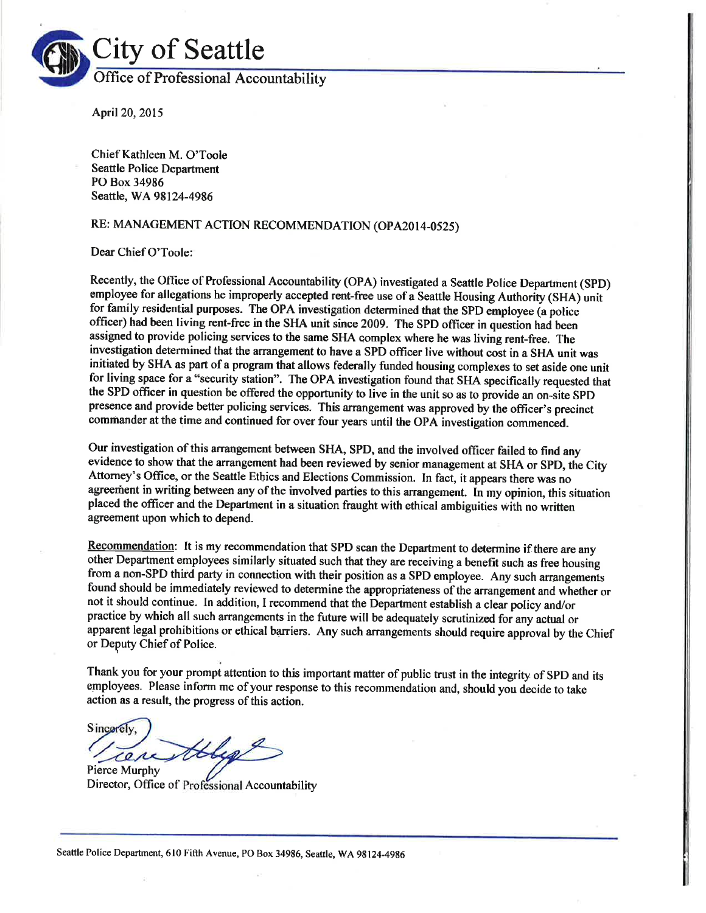# City of Seattle

## Office of Professional Accountability

April 20, 2015

Chief Kathleen M. O'Toole
Seattle Police Department
PO Box 34986
Seattle, WA 98124-4986

RE: MANAGEMENT ACTION RECOMMENDATION (OPA2014-0525)

Dear Chief O'Toole:

Recently, the Office of Professional Accountability (OPA) investigated a Seattle Police Department (SPD) employee for allegations he improperly accepted rent-free use of a Seattle Housing Authority (SHA) unit for family residential purposes. The OPA investigation determined that the SPD employee (a police officer) had been living rent-free in the SHA unit since 2009. The SPD officer in question had been assigned to provide policing services to the same SHA complex where he was living rent-free. The investigation determined that the arrangement to have a SPD officer live without cost in a SHA unit was initiated by SHA as part of a program that allows federally funded housing complexes to set aside one unit for living space for a "security station". The OPA investigation found that SHA specifically requested that the SPD officer in question be offered the opportunity to live in the unit so as to provide an on-site SPD presence and provide better policing services. This arrangement was approved by the officer's precinct commander at the time and continued for over four years until the OPA investigation commenced.

Our investigation of this arrangement between SHA, SPD, and the involved officer failed to find any evidence to show that the arrangement had been reviewed by senior management at SHA or SPD, the City Attorney's Office, or the Seattle Ethics and Elections Commission. In fact, it appears there was no agreement in writing between any of the involved parties to this arrangement. In my opinion, this situation placed the officer and the Department in a situation fraught with ethical ambiguities with no written agreement upon which to depend.

Recommendation: It is my recommendation that SPD scan the Department to determine if there are any other Department employees similarly situated such that they are receiving a benefit such as free housing from a non-SPD third party in connection with their position as a SPD employee. Any such arrangements found should be immediately reviewed to determine the appropriateness of the arrangement and whether or not it should continue. In addition, I recommend that the Department establish a clear policy and/or practice by which all such arrangements in the future will be adequately scrutinized for any actual or apparent legal prohibitions or ethical barriers. Any such arrangements should require approval by the Chief or Deputy Chief of Police.

Thank you for your prompt attention to this important matter of public trust in the integrity of SPD and its employees. Please inform me of your response to this recommendation and, should you decide to take action as a result, the progress of this action.

Sincerely,

Pierce Murphy
Director, Office of Professional Accountability

Seattle Police Department, 610 Fifth Avenue, PO Box 34986, Seattle, WA 98124-4986